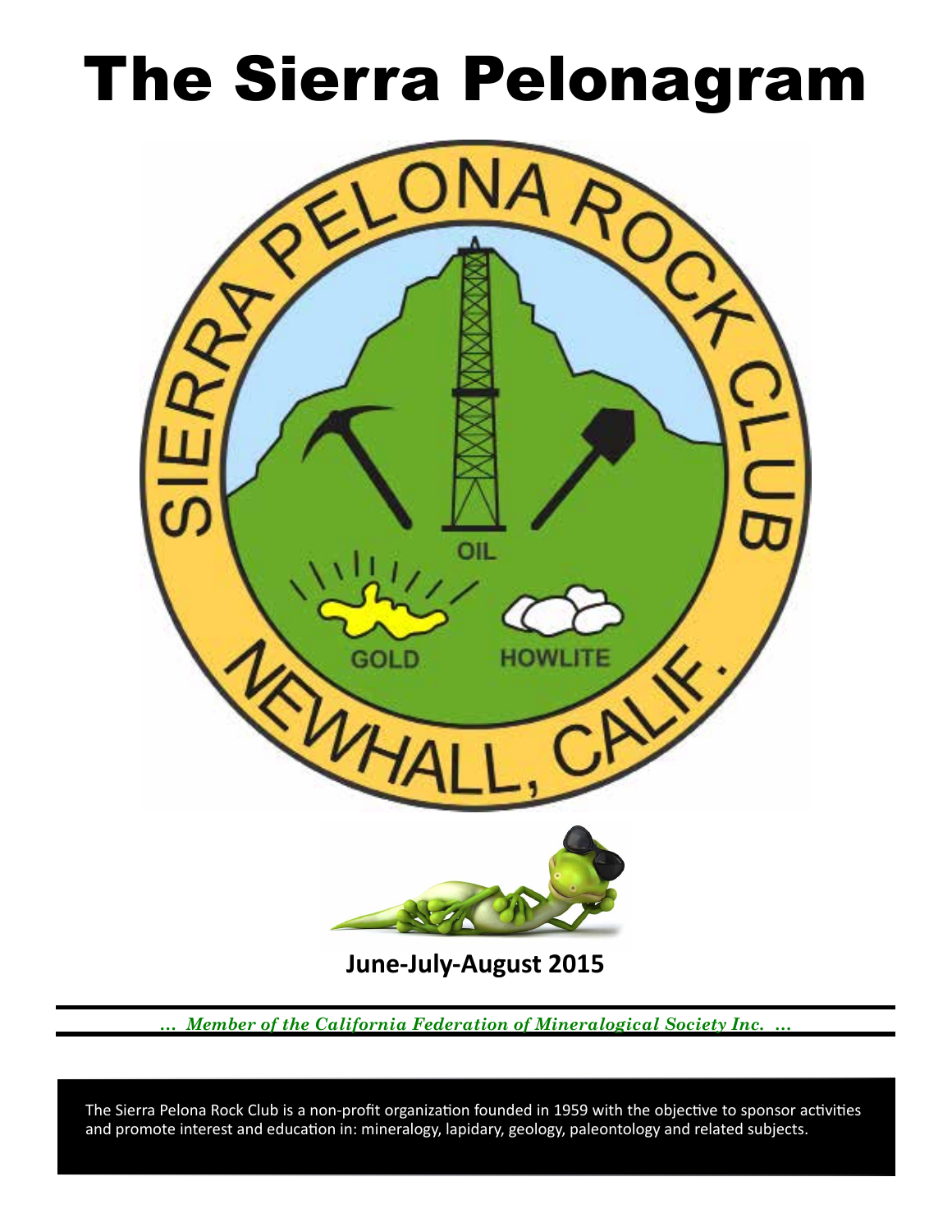# The Sierra Pelonagram

**June-July-August 2015**

*... Member of the California Federation of Mineralogical Society Inc. ...*

The Sierra Pelona Rock Club is a non-profit organization founded in 1959 with the objective to sponsor activities and promote interest and education in: mineralogy, lapidary, geology, paleontology and related subjects.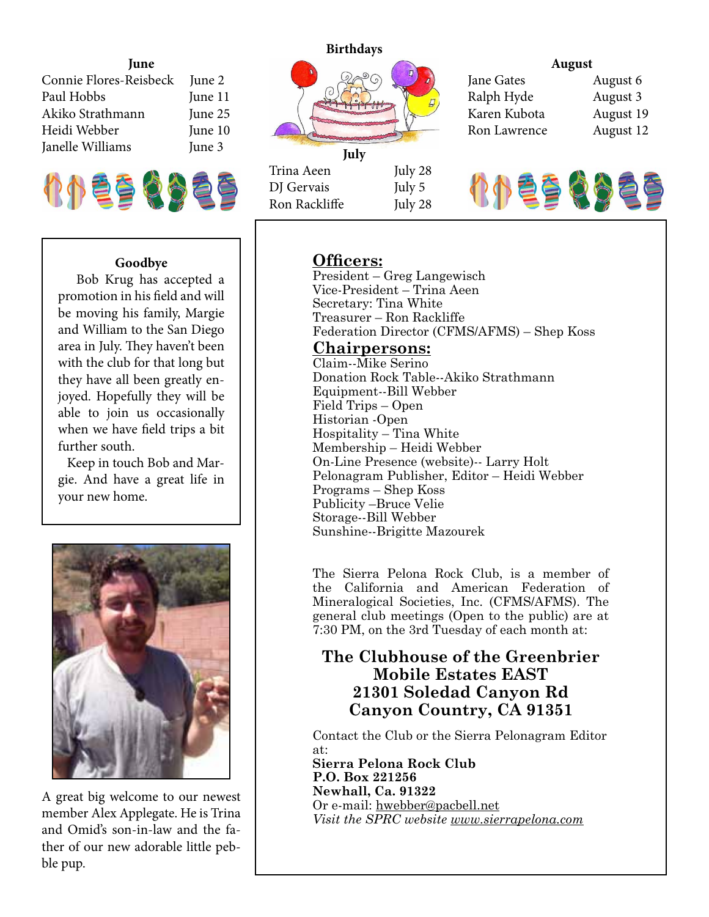## Birthdays

### June

| | |
|---|---|
| Connie Flores-Reisbeck | June 2 |
| Paul Hobbs | June 11 |
| Akiko Strathmann | June 25 |
| Heidi Webber | June 10 |
| Janelle Williams | June 3 |

### July

| | |
|---|---|
| Trina Aeen | July 28 |
| DJ Gervais | July 5 |
| Ron Rackliffe | July 28 |

### August

| | |
|---|---|
| Jane Gates | August 6 |
| Ralph Hyde | August 3 |
| Karen Kubota | August 19 |
| Ron Lawrence | August 12 |

### Goodbye

Bob Krug has accepted a promotion in his field and will be moving his family, Margie and William to the San Diego area in July. They haven't been with the club for that long but they have all been greatly enjoyed. Hopefully they will be able to join us occasionally when we have field trips a bit further south.

Keep in touch Bob and Margie. And have a great life in your new home.

A great big welcome to our newest member Alex Applegate. He is Trina and Omid's son-in-law and the father of our new adorable little pebble pup.

## Officers:

President – Greg Langewisch
Vice-President – Trina Aeen
Secretary: Tina White
Treasurer – Ron Rackliffe
Federation Director (CFMS/AFMS) – Shep Koss

## Chairpersons:

Claim--Mike Serino
Donation Rock Table--Akiko Strathmann
Equipment--Bill Webber
Field Trips – Open
Historian -Open
Hospitality – Tina White
Membership – Heidi Webber
On-Line Presence (website)-- Larry Holt
Pelonagram Publisher, Editor – Heidi Webber
Programs – Shep Koss
Publicity –Bruce Velie
Storage--Bill Webber
Sunshine--Brigitte Mazourek

The Sierra Pelona Rock Club, is a member of the California and American Federation of Mineralogical Societies, Inc. (CFMS/AFMS). The general club meetings (Open to the public) are at 7:30 PM, on the 3rd Tuesday of each month at:

**The Clubhouse of the Greenbrier Mobile Estates EAST**
**21301 Soledad Canyon Rd**
**Canyon Country, CA 91351**

Contact the Club or the Sierra Pelonagram Editor at:
**Sierra Pelona Rock Club**
**P.O. Box 221256**
**Newhall, Ca. 91322**
Or e-mail: hwebber@pacbell.net
*Visit the SPRC website www.sierrapelona.com*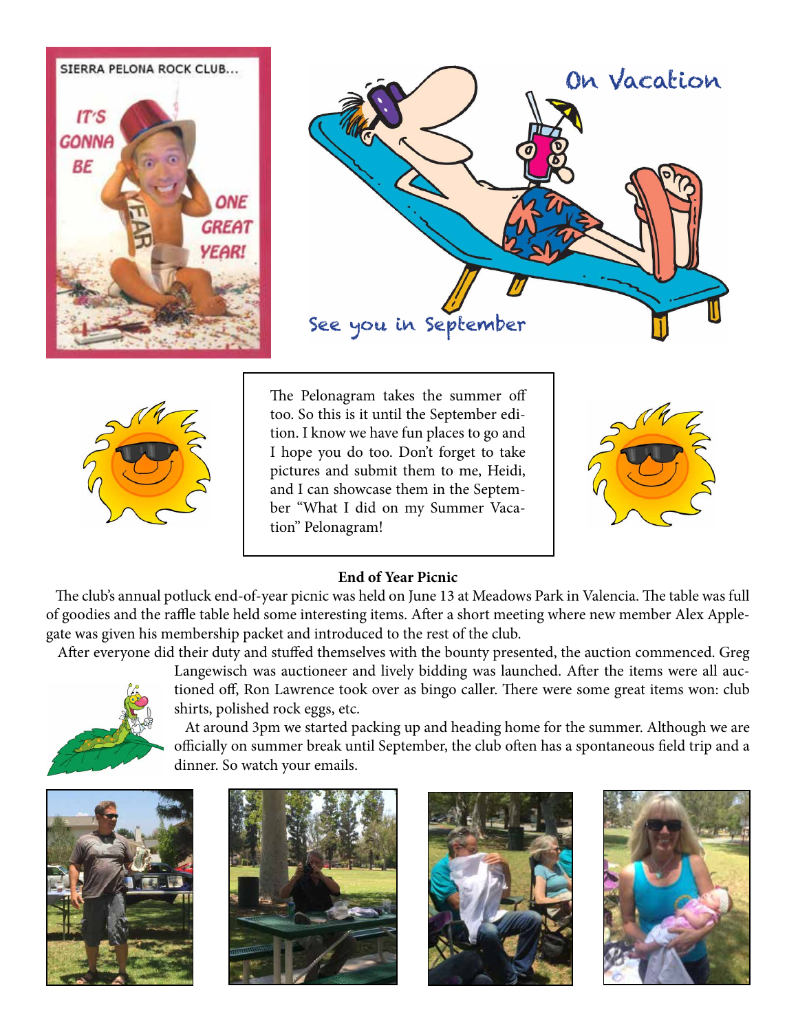The Pelonagram takes the summer off too. So this is it until the September edition. I know we have fun places to go and I hope you do too. Don't forget to take pictures and submit them to me, Heidi, and I can showcase them in the September "What I did on my Summer Vacation" Pelonagram!

**End of Year Picnic**

The club's annual potluck end-of-year picnic was held on June 13 at Meadows Park in Valencia. The table was full of goodies and the raffle table held some interesting items. After a short meeting where new member Alex Applegate was given his membership packet and introduced to the rest of the club.

After everyone did their duty and stuffed themselves with the bounty presented, the auction commenced. Greg Langewisch was auctioneer and lively bidding was launched. After the items were all auctioned off, Ron Lawrence took over as bingo caller. There were some great items won: club shirts, polished rock eggs, etc.

At around 3pm we started packing up and heading home for the summer. Although we are officially on summer break until September, the club often has a spontaneous field trip and a dinner. So watch your emails.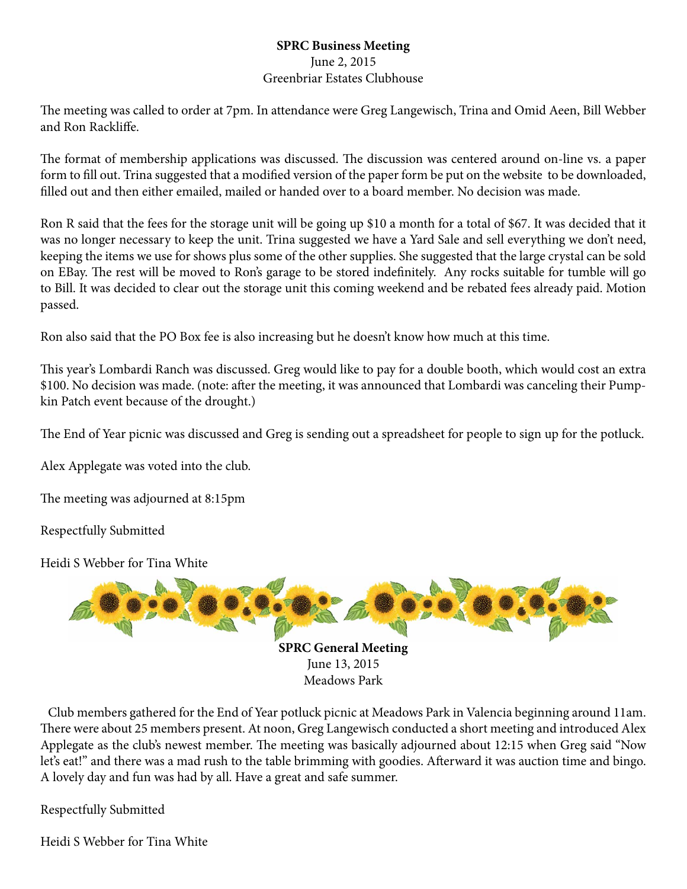**SPRC Business Meeting**

June 2, 2015

Greenbriar Estates Clubhouse

The meeting was called to order at 7pm. In attendance were Greg Langewisch, Trina and Omid Aeen, Bill Webber and Ron Rackliffe.

The format of membership applications was discussed. The discussion was centered around on-line vs. a paper form to fill out. Trina suggested that a modified version of the paper form be put on the website to be downloaded, filled out and then either emailed, mailed or handed over to a board member. No decision was made.

Ron R said that the fees for the storage unit will be going up $10 a month for a total of $67. It was decided that it was no longer necessary to keep the unit. Trina suggested we have a Yard Sale and sell everything we don't need, keeping the items we use for shows plus some of the other supplies. She suggested that the large crystal can be sold on EBay. The rest will be moved to Ron's garage to be stored indefinitely. Any rocks suitable for tumble will go to Bill. It was decided to clear out the storage unit this coming weekend and be rebated fees already paid. Motion passed.

Ron also said that the PO Box fee is also increasing but he doesn't know how much at this time.

This year's Lombardi Ranch was discussed. Greg would like to pay for a double booth, which would cost an extra $100. No decision was made. (note: after the meeting, it was announced that Lombardi was canceling their Pumpkin Patch event because of the drought.)

The End of Year picnic was discussed and Greg is sending out a spreadsheet for people to sign up for the potluck.

Alex Applegate was voted into the club.

The meeting was adjourned at 8:15pm

Respectfully Submitted

Heidi S Webber for Tina White

**SPRC General Meeting**

June 13, 2015

Meadows Park

Club members gathered for the End of Year potluck picnic at Meadows Park in Valencia beginning around 11am. There were about 25 members present. At noon, Greg Langewisch conducted a short meeting and introduced Alex Applegate as the club's newest member. The meeting was basically adjourned about 12:15 when Greg said "Now let's eat!" and there was a mad rush to the table brimming with goodies. Afterward it was auction time and bingo. A lovely day and fun was had by all. Have a great and safe summer.

Respectfully Submitted

Heidi S Webber for Tina White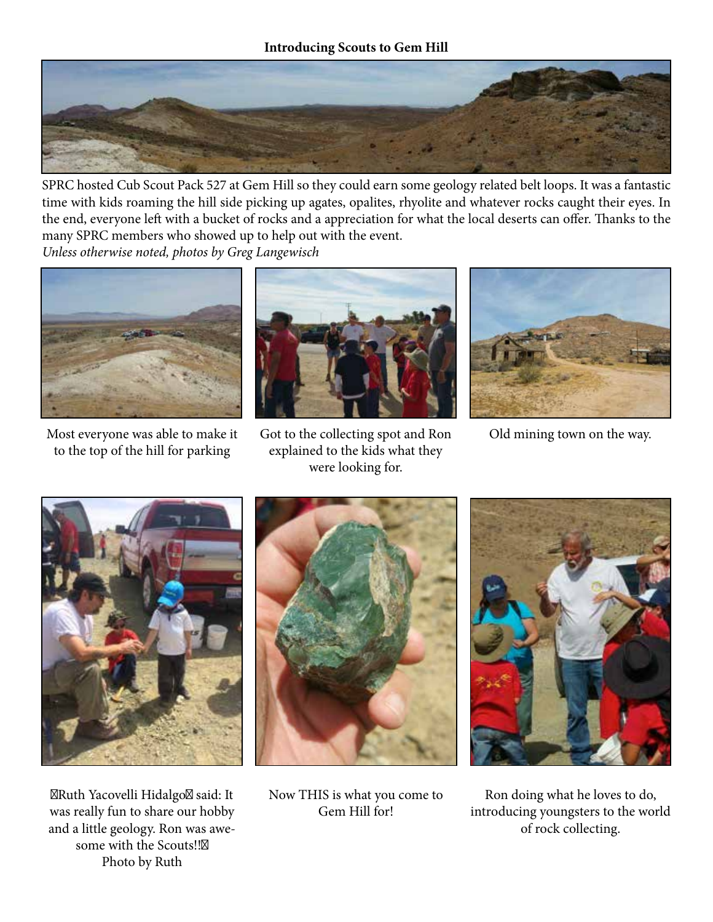**Introducing Scouts to Gem Hill**

SPRC hosted Cub Scout Pack 527 at Gem Hill so they could earn some geology related belt loops. It was a fantastic time with kids roaming the hill side picking up agates, opalites, rhyolite and whatever rocks caught their eyes. In the end, everyone left with a bucket of rocks and a appreciation for what the local deserts can offer. Thanks to the many SPRC members who showed up to help out with the event.

*Unless otherwise noted, photos by Greg Langewisch*

Most everyone was able to make it to the top of the hill for parking

Got to the collecting spot and Ron explained to the kids what they were looking for.

Old mining town on the way.

Ruth Yacovelli Hidalgo said: It was really fun to share our hobby and a little geology. Ron was awesome with the Scouts!!
Photo by Ruth

Now THIS is what you come to Gem Hill for!

Ron doing what he loves to do, introducing youngsters to the world of rock collecting.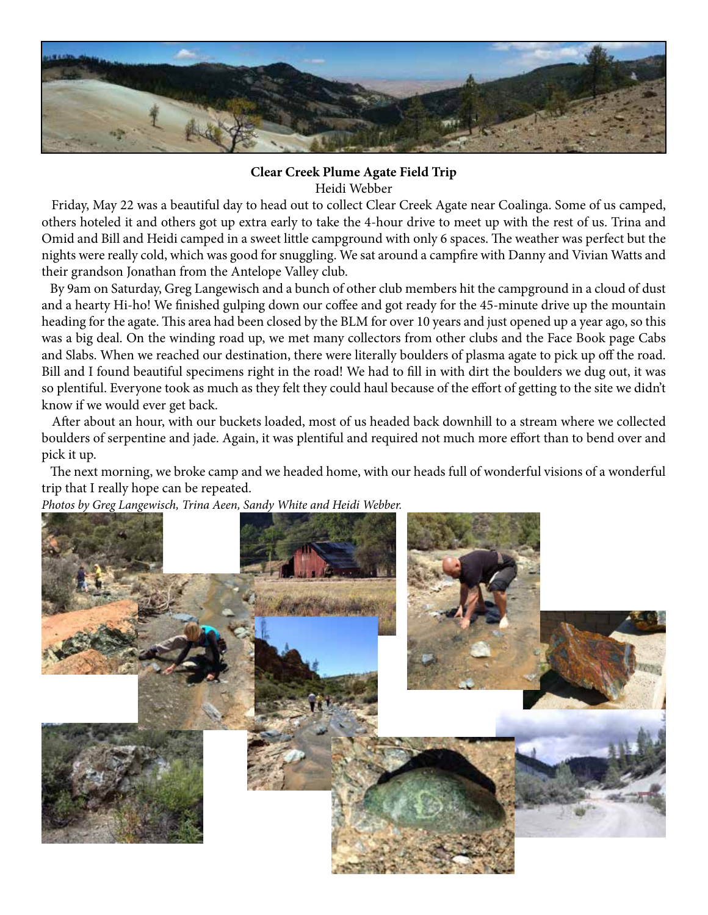**Clear Creek Plume Agate Field Trip**

Heidi Webber

Friday, May 22 was a beautiful day to head out to collect Clear Creek Agate near Coalinga. Some of us camped, others hoteled it and others got up extra early to take the 4-hour drive to meet up with the rest of us. Trina and Omid and Bill and Heidi camped in a sweet little campground with only 6 spaces. The weather was perfect but the nights were really cold, which was good for snuggling. We sat around a campfire with Danny and Vivian Watts and their grandson Jonathan from the Antelope Valley club.

By 9am on Saturday, Greg Langewisch and a bunch of other club members hit the campground in a cloud of dust and a hearty Hi-ho! We finished gulping down our coffee and got ready for the 45-minute drive up the mountain heading for the agate. This area had been closed by the BLM for over 10 years and just opened up a year ago, so this was a big deal. On the winding road up, we met many collectors from other clubs and the Face Book page Cabs and Slabs. When we reached our destination, there were literally boulders of plasma agate to pick up off the road. Bill and I found beautiful specimens right in the road! We had to fill in with dirt the boulders we dug out, it was so plentiful. Everyone took as much as they felt they could haul because of the effort of getting to the site we didn't know if we would ever get back.

After about an hour, with our buckets loaded, most of us headed back downhill to a stream where we collected boulders of serpentine and jade. Again, it was plentiful and required not much more effort than to bend over and pick it up.

The next morning, we broke camp and we headed home, with our heads full of wonderful visions of a wonderful trip that I really hope can be repeated.

*Photos by Greg Langewisch, Trina Aeen, Sandy White and Heidi Webber.*